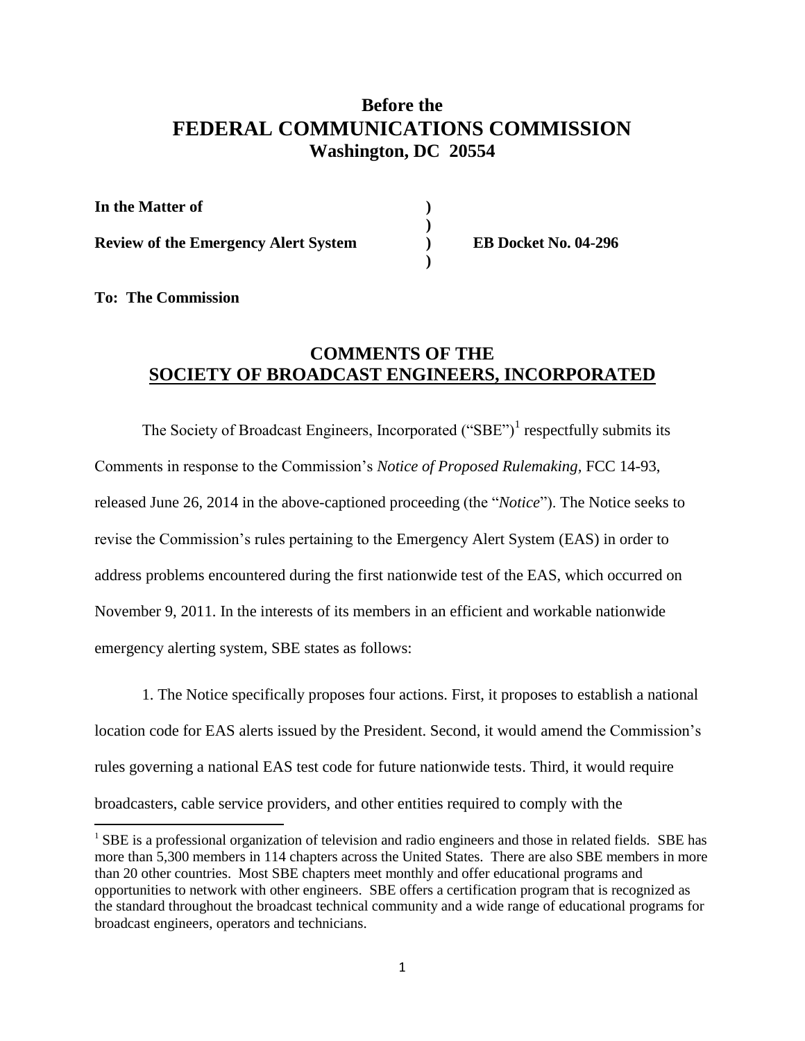# Before the
# FEDERAL COMMUNICATIONS COMMISSION
## Washington, DC 20554

| | | |
|---|---|---|
| **In the Matter of** | **)** | |
| | **)** | |
| **Review of the Emergency Alert System** | **)** | **EB Docket No. 04-296** |
| | **)** | |

**To: The Commission**

## COMMENTS OF THE SOCIETY OF BROADCAST ENGINEERS, INCORPORATED

The Society of Broadcast Engineers, Incorporated ("SBE")[1] respectfully submits its Comments in response to the Commission's *Notice of Proposed Rulemaking,* FCC 14-93, released June 26, 2014 in the above-captioned proceeding (the "*Notice*"). The Notice seeks to revise the Commission's rules pertaining to the Emergency Alert System (EAS) in order to address problems encountered during the first nationwide test of the EAS, which occurred on November 9, 2011. In the interests of its members in an efficient and workable nationwide emergency alerting system, SBE states as follows:

1. The Notice specifically proposes four actions. First, it proposes to establish a national location code for EAS alerts issued by the President. Second, it would amend the Commission's rules governing a national EAS test code for future nationwide tests. Third, it would require broadcasters, cable service providers, and other entities required to comply with the

[1] SBE is a professional organization of television and radio engineers and those in related fields. SBE has more than 5,300 members in 114 chapters across the United States. There are also SBE members in more than 20 other countries. Most SBE chapters meet monthly and offer educational programs and opportunities to network with other engineers. SBE offers a certification program that is recognized as the standard throughout the broadcast technical community and a wide range of educational programs for broadcast engineers, operators and technicians.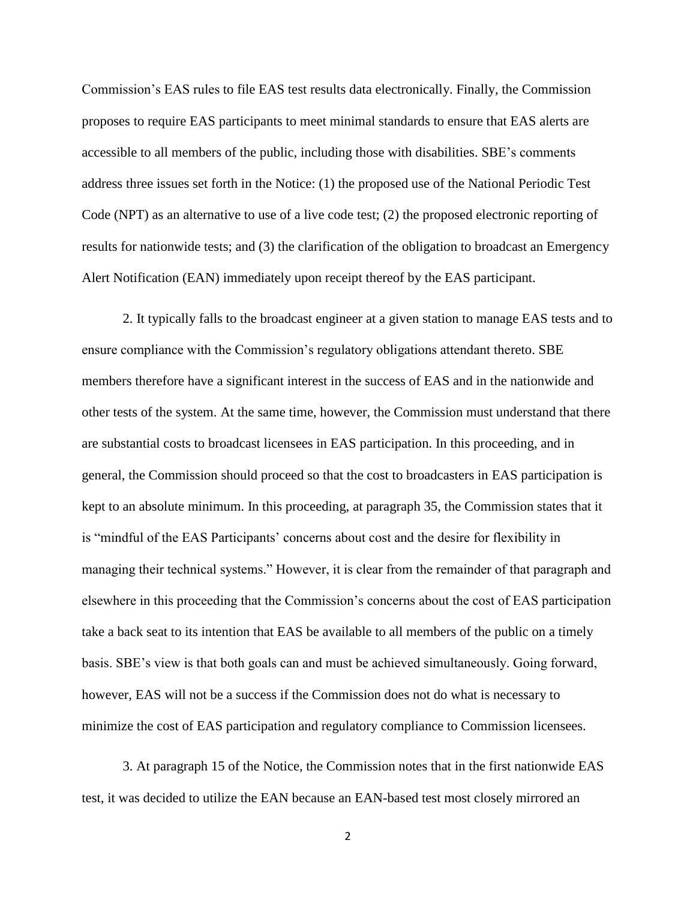Commission's EAS rules to file EAS test results data electronically. Finally, the Commission proposes to require EAS participants to meet minimal standards to ensure that EAS alerts are accessible to all members of the public, including those with disabilities. SBE's comments address three issues set forth in the Notice: (1) the proposed use of the National Periodic Test Code (NPT) as an alternative to use of a live code test; (2) the proposed electronic reporting of results for nationwide tests; and (3) the clarification of the obligation to broadcast an Emergency Alert Notification (EAN) immediately upon receipt thereof by the EAS participant.

2. It typically falls to the broadcast engineer at a given station to manage EAS tests and to ensure compliance with the Commission's regulatory obligations attendant thereto. SBE members therefore have a significant interest in the success of EAS and in the nationwide and other tests of the system. At the same time, however, the Commission must understand that there are substantial costs to broadcast licensees in EAS participation. In this proceeding, and in general, the Commission should proceed so that the cost to broadcasters in EAS participation is kept to an absolute minimum. In this proceeding, at paragraph 35, the Commission states that it is "mindful of the EAS Participants' concerns about cost and the desire for flexibility in managing their technical systems." However, it is clear from the remainder of that paragraph and elsewhere in this proceeding that the Commission's concerns about the cost of EAS participation take a back seat to its intention that EAS be available to all members of the public on a timely basis. SBE's view is that both goals can and must be achieved simultaneously. Going forward, however, EAS will not be a success if the Commission does not do what is necessary to minimize the cost of EAS participation and regulatory compliance to Commission licensees.

3. At paragraph 15 of the Notice, the Commission notes that in the first nationwide EAS test, it was decided to utilize the EAN because an EAN-based test most closely mirrored an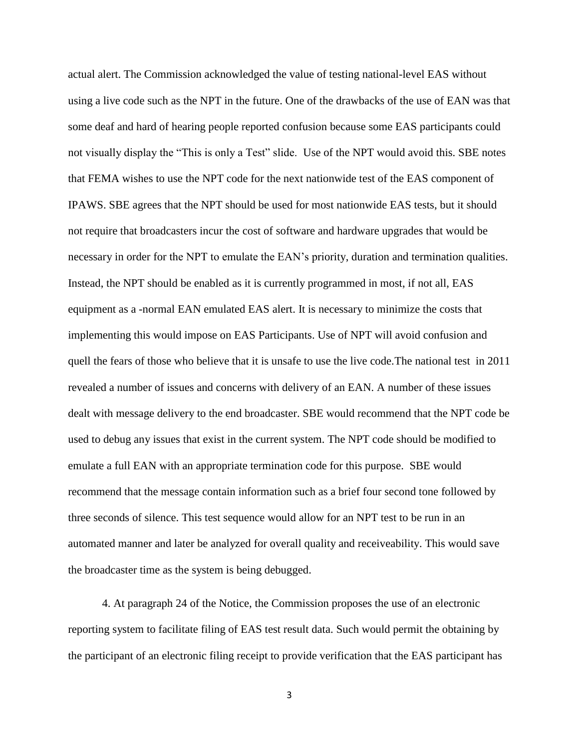actual alert. The Commission acknowledged the value of testing national-level EAS without using a live code such as the NPT in the future. One of the drawbacks of the use of EAN was that some deaf and hard of hearing people reported confusion because some EAS participants could not visually display the "This is only a Test" slide. Use of the NPT would avoid this. SBE notes that FEMA wishes to use the NPT code for the next nationwide test of the EAS component of IPAWS. SBE agrees that the NPT should be used for most nationwide EAS tests, but it should not require that broadcasters incur the cost of software and hardware upgrades that would be necessary in order for the NPT to emulate the EAN's priority, duration and termination qualities. Instead, the NPT should be enabled as it is currently programmed in most, if not all, EAS equipment as a -normal EAN emulated EAS alert. It is necessary to minimize the costs that implementing this would impose on EAS Participants. Use of NPT will avoid confusion and quell the fears of those who believe that it is unsafe to use the live code.The national test in 2011 revealed a number of issues and concerns with delivery of an EAN. A number of these issues dealt with message delivery to the end broadcaster. SBE would recommend that the NPT code be used to debug any issues that exist in the current system. The NPT code should be modified to emulate a full EAN with an appropriate termination code for this purpose. SBE would recommend that the message contain information such as a brief four second tone followed by three seconds of silence. This test sequence would allow for an NPT test to be run in an automated manner and later be analyzed for overall quality and receiveability. This would save the broadcaster time as the system is being debugged.

4. At paragraph 24 of the Notice, the Commission proposes the use of an electronic reporting system to facilitate filing of EAS test result data. Such would permit the obtaining by the participant of an electronic filing receipt to provide verification that the EAS participant has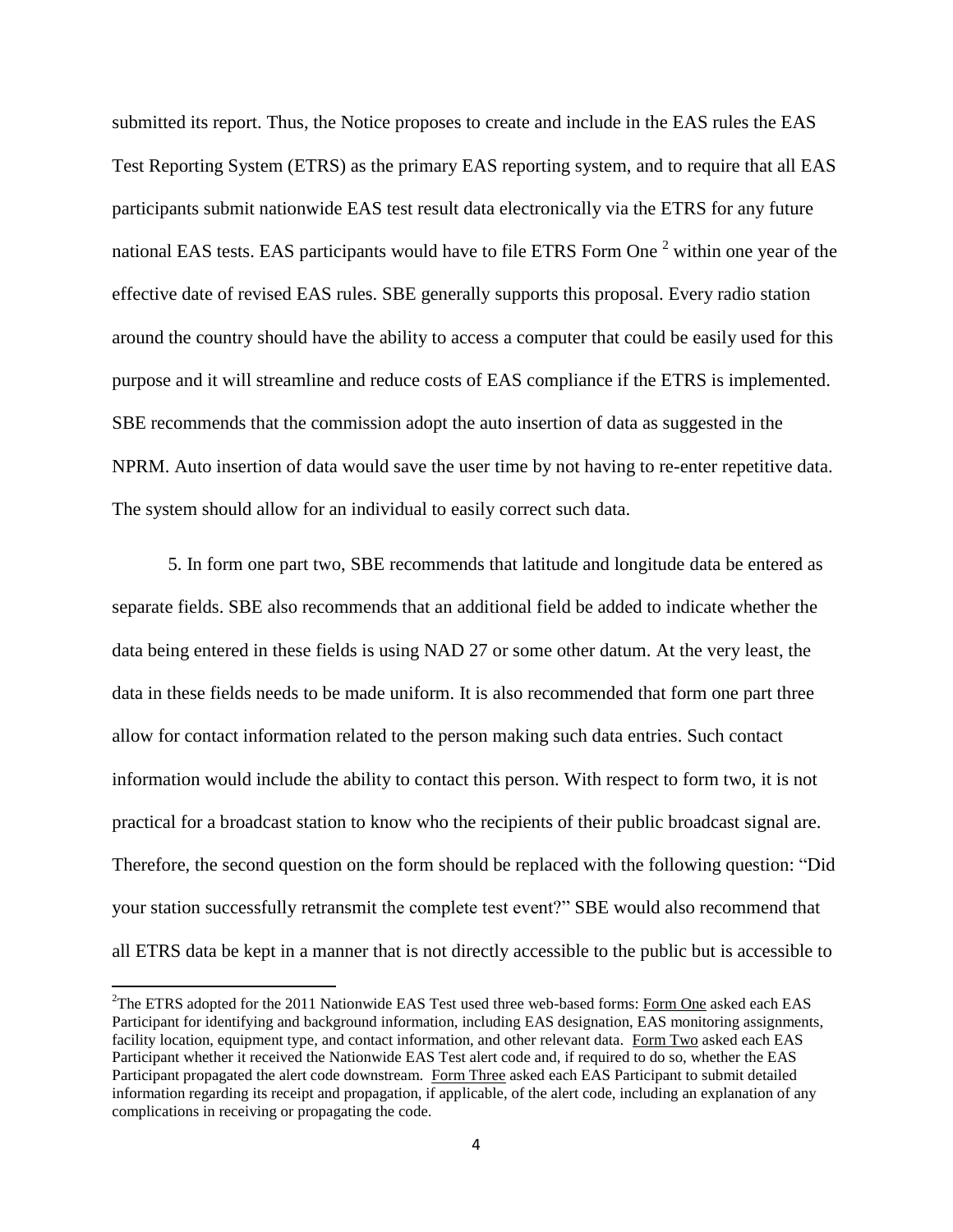submitted its report. Thus, the Notice proposes to create and include in the EAS rules the EAS Test Reporting System (ETRS) as the primary EAS reporting system, and to require that all EAS participants submit nationwide EAS test result data electronically via the ETRS for any future national EAS tests. EAS participants would have to file ETRS Form One [2] within one year of the effective date of revised EAS rules. SBE generally supports this proposal. Every radio station around the country should have the ability to access a computer that could be easily used for this purpose and it will streamline and reduce costs of EAS compliance if the ETRS is implemented. SBE recommends that the commission adopt the auto insertion of data as suggested in the NPRM. Auto insertion of data would save the user time by not having to re-enter repetitive data. The system should allow for an individual to easily correct such data.

5. In form one part two, SBE recommends that latitude and longitude data be entered as separate fields. SBE also recommends that an additional field be added to indicate whether the data being entered in these fields is using NAD 27 or some other datum. At the very least, the data in these fields needs to be made uniform. It is also recommended that form one part three allow for contact information related to the person making such data entries. Such contact information would include the ability to contact this person. With respect to form two, it is not practical for a broadcast station to know who the recipients of their public broadcast signal are. Therefore, the second question on the form should be replaced with the following question: "Did your station successfully retransmit the complete test event?" SBE would also recommend that all ETRS data be kept in a manner that is not directly accessible to the public but is accessible to

---

[2] The ETRS adopted for the 2011 Nationwide EAS Test used three web-based forms: Form One asked each EAS Participant for identifying and background information, including EAS designation, EAS monitoring assignments, facility location, equipment type, and contact information, and other relevant data. Form Two asked each EAS Participant whether it received the Nationwide EAS Test alert code and, if required to do so, whether the EAS Participant propagated the alert code downstream. Form Three asked each EAS Participant to submit detailed information regarding its receipt and propagation, if applicable, of the alert code, including an explanation of any complications in receiving or propagating the code.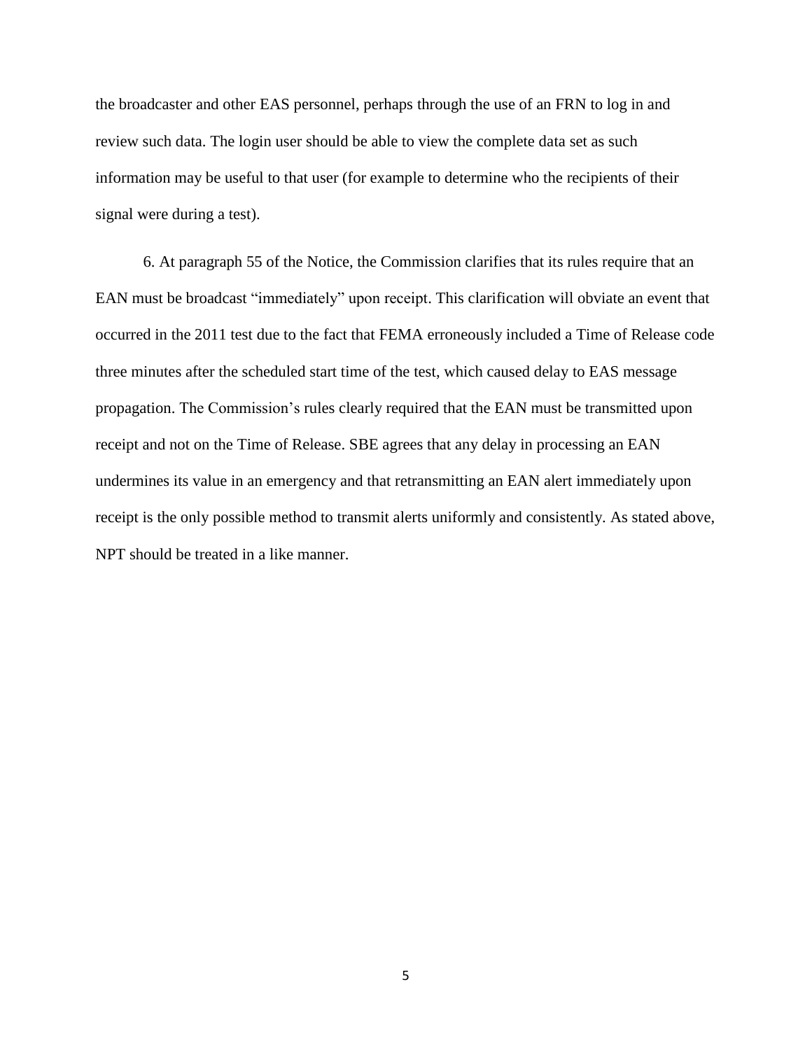the broadcaster and other EAS personnel, perhaps through the use of an FRN to log in and review such data. The login user should be able to view the complete data set as such information may be useful to that user (for example to determine who the recipients of their signal were during a test).

6. At paragraph 55 of the Notice, the Commission clarifies that its rules require that an EAN must be broadcast "immediately" upon receipt. This clarification will obviate an event that occurred in the 2011 test due to the fact that FEMA erroneously included a Time of Release code three minutes after the scheduled start time of the test, which caused delay to EAS message propagation. The Commission's rules clearly required that the EAN must be transmitted upon receipt and not on the Time of Release. SBE agrees that any delay in processing an EAN undermines its value in an emergency and that retransmitting an EAN alert immediately upon receipt is the only possible method to transmit alerts uniformly and consistently. As stated above, NPT should be treated in a like manner.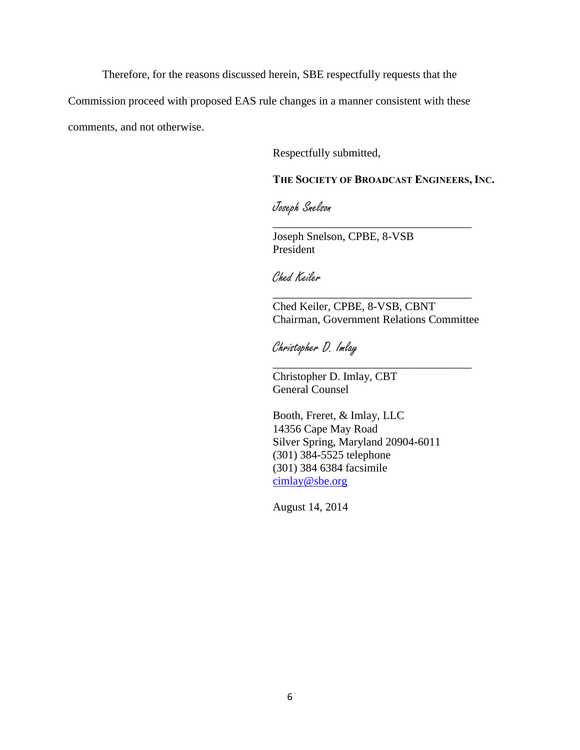Therefore, for the reasons discussed herein, SBE respectfully requests that the Commission proceed with proposed EAS rule changes in a manner consistent with these comments, and not otherwise.

Respectfully submitted,

**THE SOCIETY OF BROADCAST ENGINEERS, INC.**

*Joseph Snelson*
\_\_\_\_\_\_\_\_\_\_\_\_\_\_\_\_\_\_\_\_\_\_\_\_\_\_\_\_\_\_\_\_\_\_\_\_
Joseph Snelson, CPBE, 8-VSB
President

*Ched Keiler*
\_\_\_\_\_\_\_\_\_\_\_\_\_\_\_\_\_\_\_\_\_\_\_\_\_\_\_\_\_\_\_\_\_\_\_\_
Ched Keiler, CPBE, 8-VSB, CBNT
Chairman, Government Relations Committee

*Christopher D. Imlay*
\_\_\_\_\_\_\_\_\_\_\_\_\_\_\_\_\_\_\_\_\_\_\_\_\_\_\_\_\_\_\_\_\_\_\_\_
Christopher D. Imlay, CBT
General Counsel

Booth, Freret, & Imlay, LLC
14356 Cape May Road
Silver Spring, Maryland 20904-6011
(301) 384-5525 telephone
(301) 384 6384 facsimile
cimlay@sbe.org

August 14, 2014